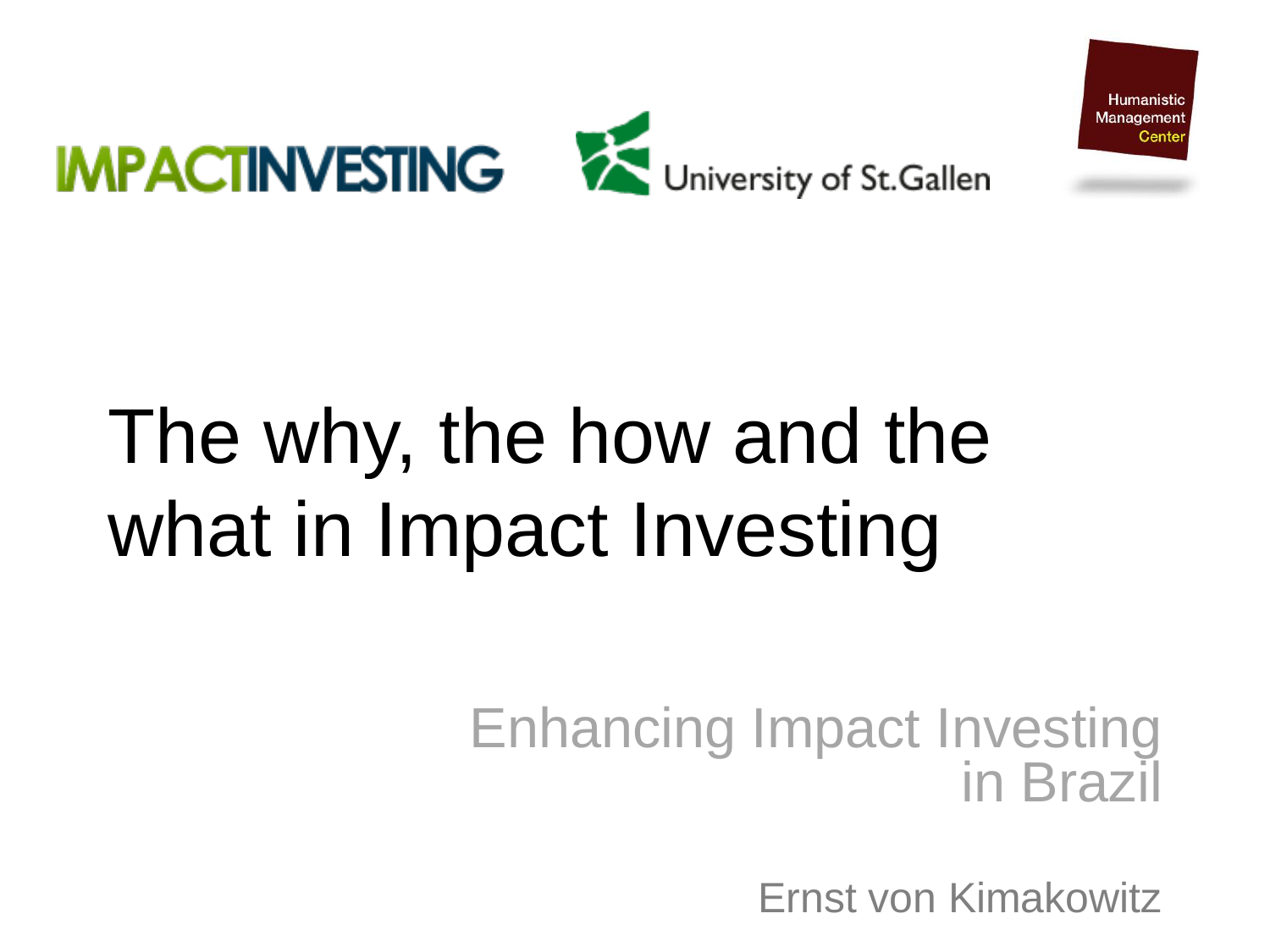IMPACTINVESTING

University of St.Gallen

Humanistic Management Center

# The why, the how and the what in Impact Investing

## Enhancing Impact Investing in Brazil

Ernst von Kimakowitz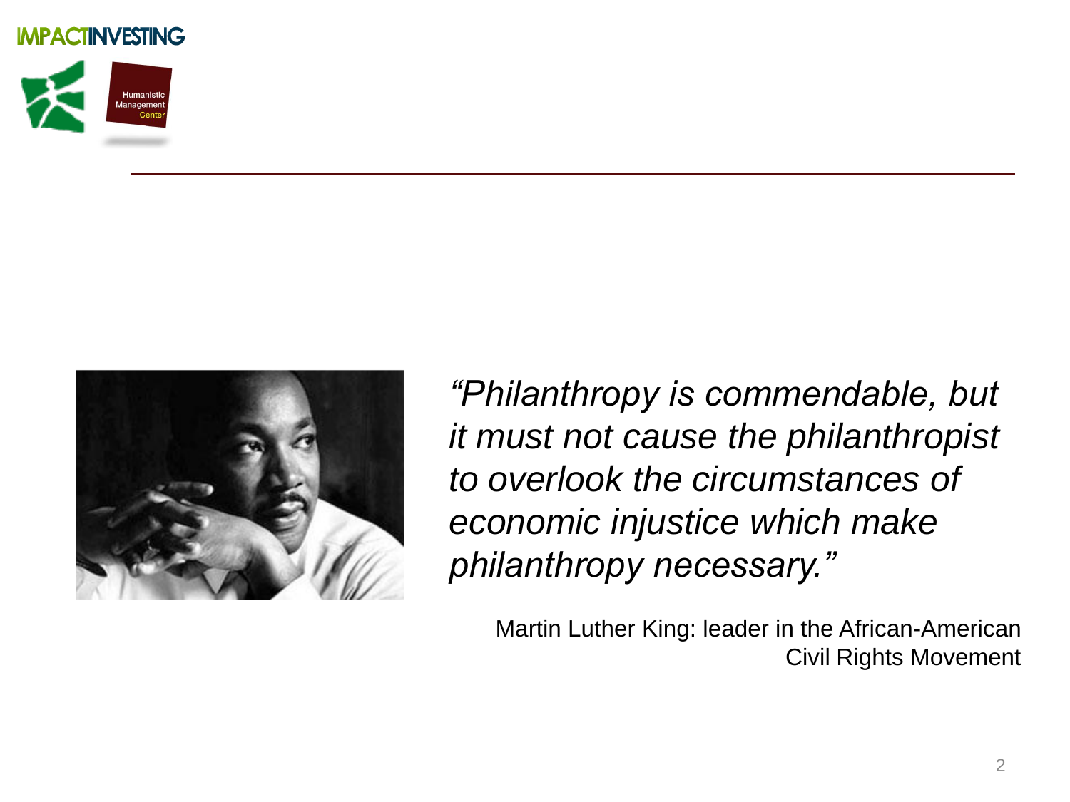*"Philanthropy is commendable, but it must not cause the philanthropist to overlook the circumstances of economic injustice which make philanthropy necessary."*

Martin Luther King: leader in the African-American Civil Rights Movement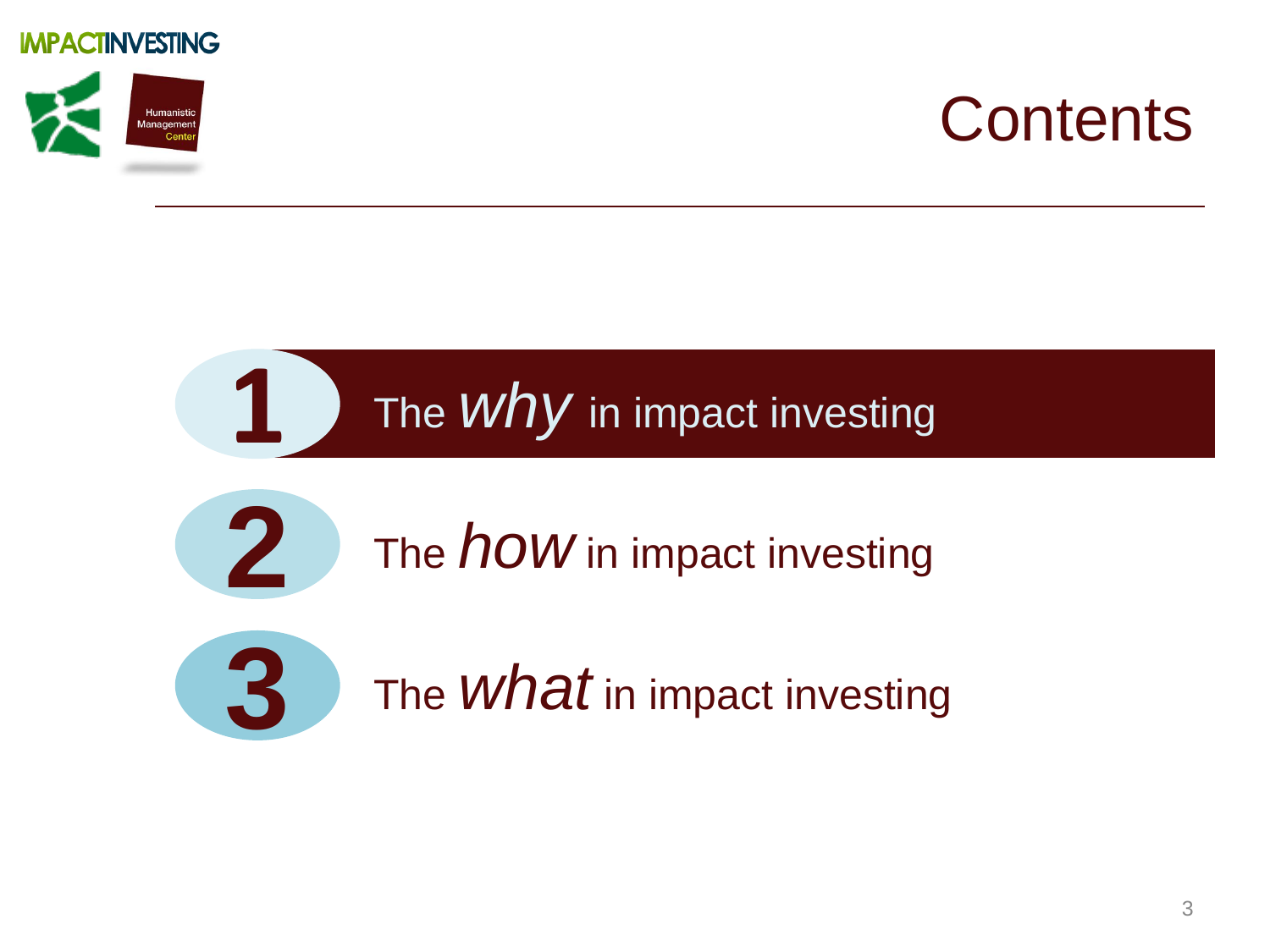# Contents

1. The *why* in impact investing
2. The *how* in impact investing
3. The *what* in impact investing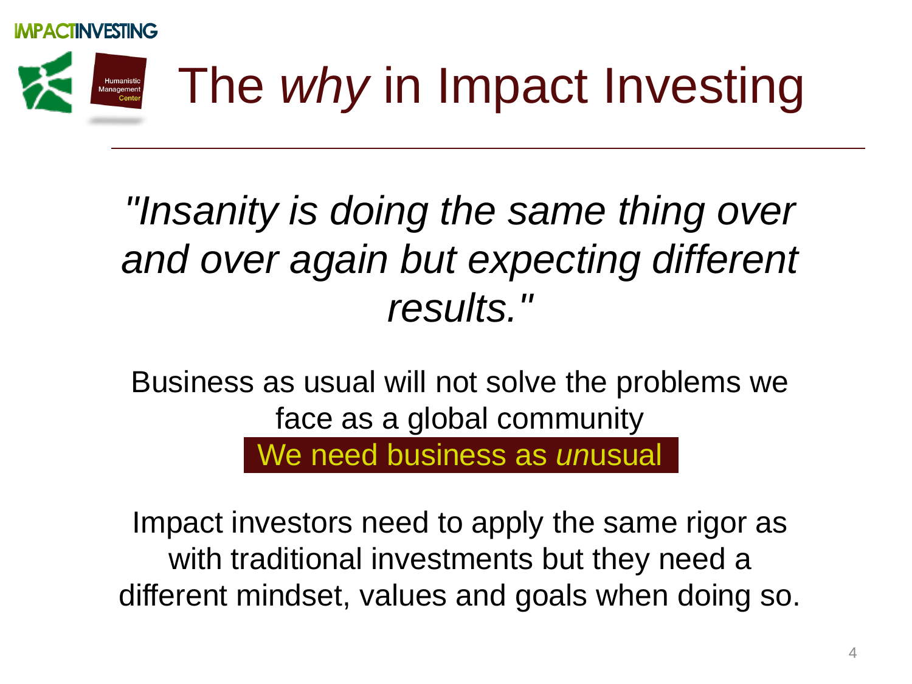# The *why* in Impact Investing

*"Insanity is doing the same thing over and over again but expecting different results."*

Business as usual will not solve the problems we face as a global community

**We need business as *un*usual**

Impact investors need to apply the same rigor as with traditional investments but they need a different mindset, values and goals when doing so.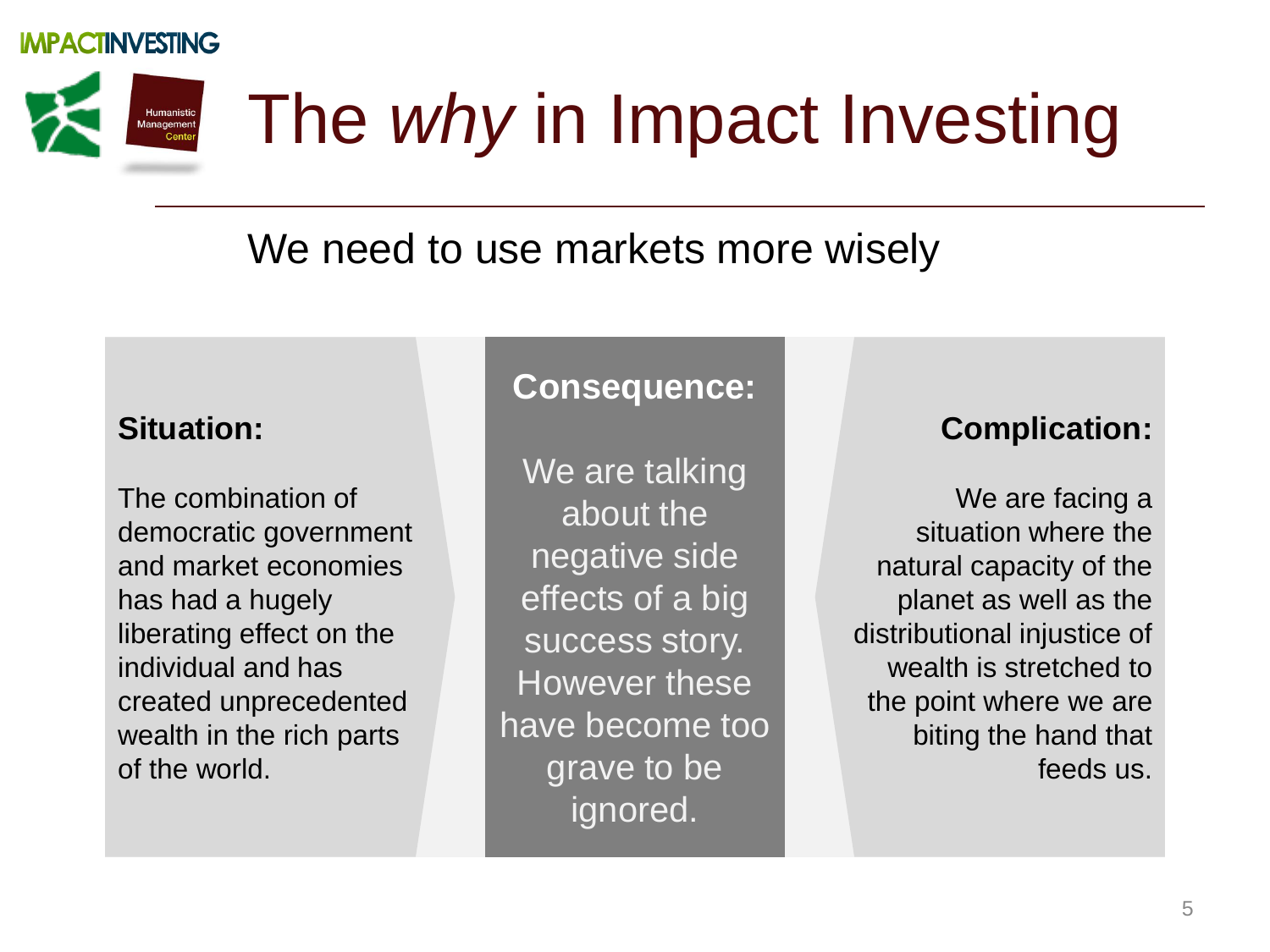# The *why* in Impact Investing

## We need to use markets more wisely

**Situation:**

The combination of democratic government and market economies has had a hugely liberating effect on the individual and has created unprecedented wealth in the rich parts of the world.

**Consequence:**

We are talking about the negative side effects of a big success story. However these have become too grave to be ignored.

**Complication:**

We are facing a situation where the natural capacity of the planet as well as the distributional injustice of wealth is stretched to the point where we are biting the hand that feeds us.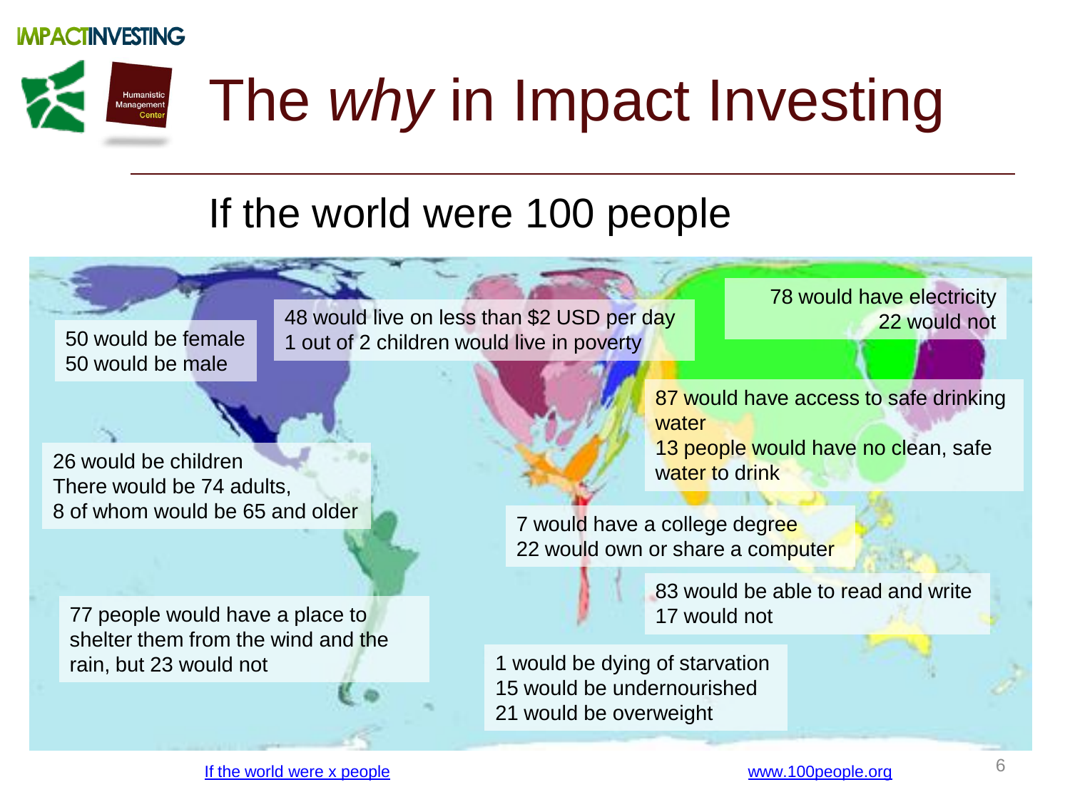IMPACTINVESTING

Humanistic Management Center

# The *why* in Impact Investing

## If the world were 100 people

50 would be female
50 would be male

48 would live on less than $2 USD per day
1 out of 2 children would live in poverty

78 would have electricity
22 would not

87 would have access to safe drinking water
13 people would have no clean, safe water to drink

26 would be children
There would be 74 adults,
8 of whom would be 65 and older

7 would have a college degree
22 would own or share a computer

83 would be able to read and write
17 would not

77 people would have a place to shelter them from the wind and the rain, but 23 would not

1 would be dying of starvation
15 would be undernourished
21 would be overweight

If the world were x people

www.100people.org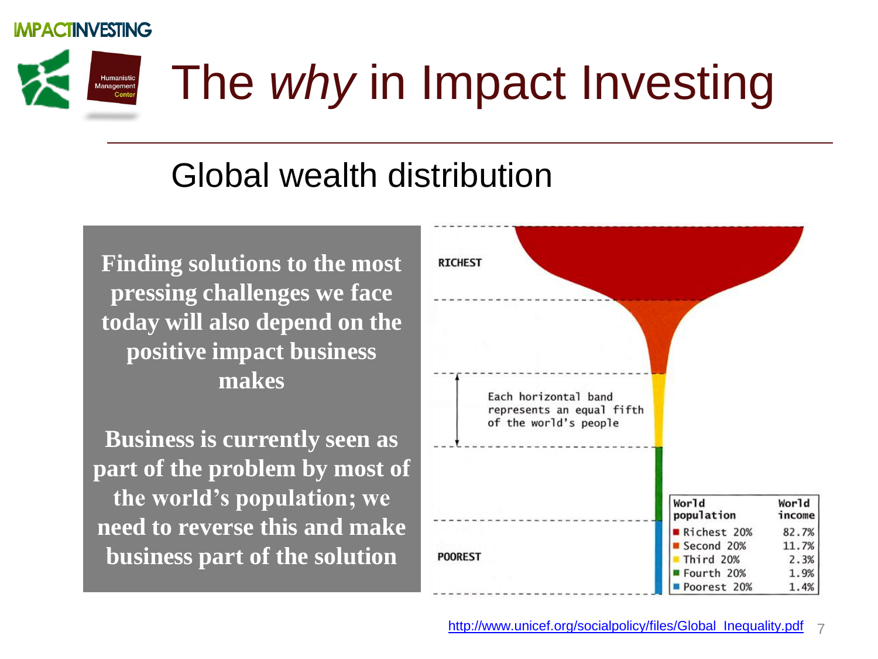# The *why* in Impact Investing

## Global wealth distribution

**Finding solutions to the most pressing challenges we face today will also depend on the positive impact business makes**

**Business is currently seen as part of the problem by most of the world's population; we need to reverse this and make business part of the solution**

RICHEST

Each horizontal band represents an equal fifth of the world's people

POOREST

| World population | World income |
|---|---|
| Richest 20% | 82.7% |
| Second 20% | 11.7% |
| Third 20% | 2.3% |
| Fourth 20% | 1.9% |
| Poorest 20% | 1.4% |

http://www.unicef.org/socialpolicy/files/Global_Inequality.pdf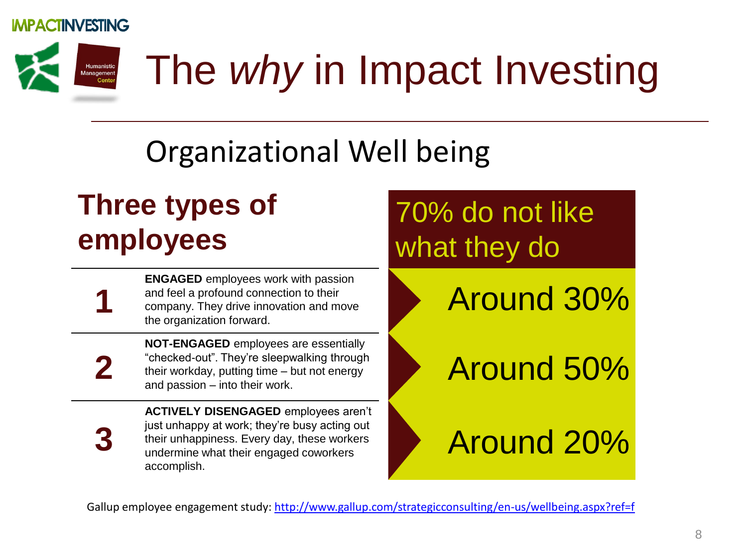# The *why* in Impact Investing

## Organizational Well being

### Three types of employees

| | | 70% do not like what they do |
|---|---|---|
| **1** | **ENGAGED** employees work with passion and feel a profound connection to their company. They drive innovation and move the organization forward. | Around 30% |
| **2** | **NOT-ENGAGED** employees are essentially "checked-out". They're sleepwalking through their workday, putting time – but not energy and passion – into their work. | Around 50% |
| **3** | **ACTIVELY DISENGAGED** employees aren't just unhappy at work; they're busy acting out their unhappiness. Every day, these workers undermine what their engaged coworkers accomplish. | Around 20% |

Gallup employee engagement study: [http://www.gallup.com/strategicconsulting/en-us/wellbeing.aspx?ref=f](http://www.gallup.com/strategicconsulting/en-us/wellbeing.aspx?ref=f)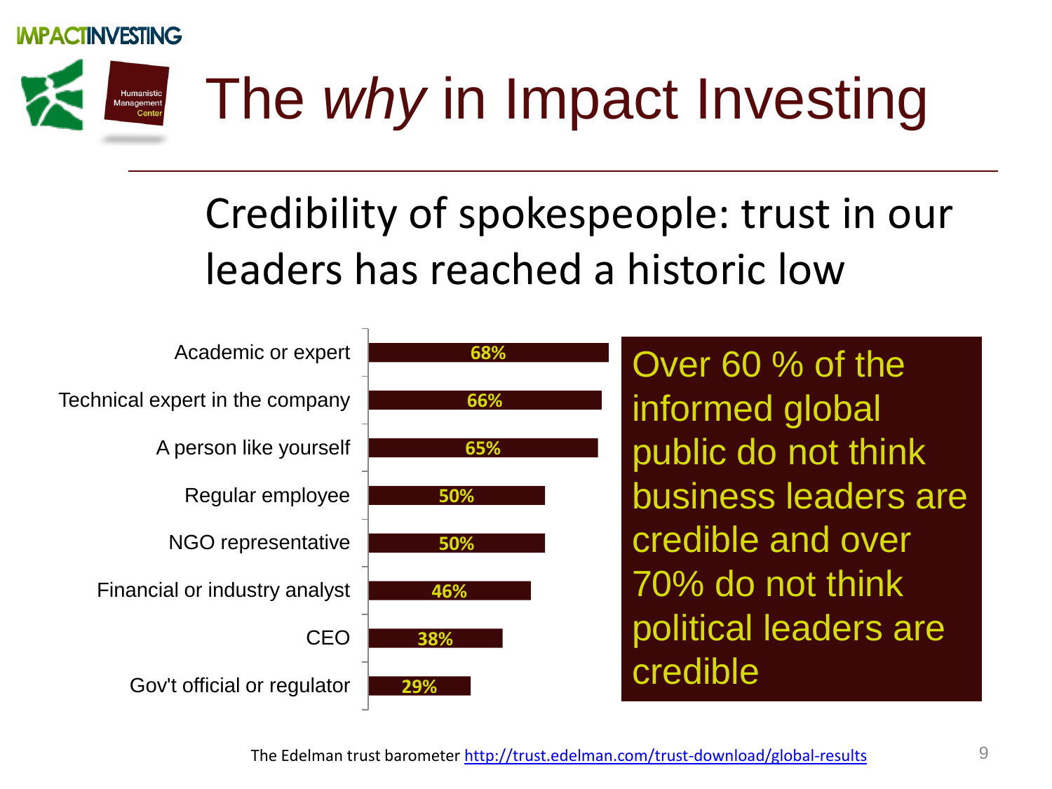# The *why* in Impact Investing

## Credibility of spokespeople: trust in our leaders has reached a historic low

| Spokesperson | Credibility |
| --- | --- |
| Academic or expert | 68% |
| Technical expert in the company | 66% |
| A person like yourself | 65% |
| Regular employee | 50% |
| NGO representative | 50% |
| Financial or industry analyst | 46% |
| CEO | 38% |
| Gov't official or regulator | 29% |

Over 60 % of the informed global public do not think business leaders are credible and over 70% do not think political leaders are credible

The Edelman trust barometer http://trust.edelman.com/trust-download/global-results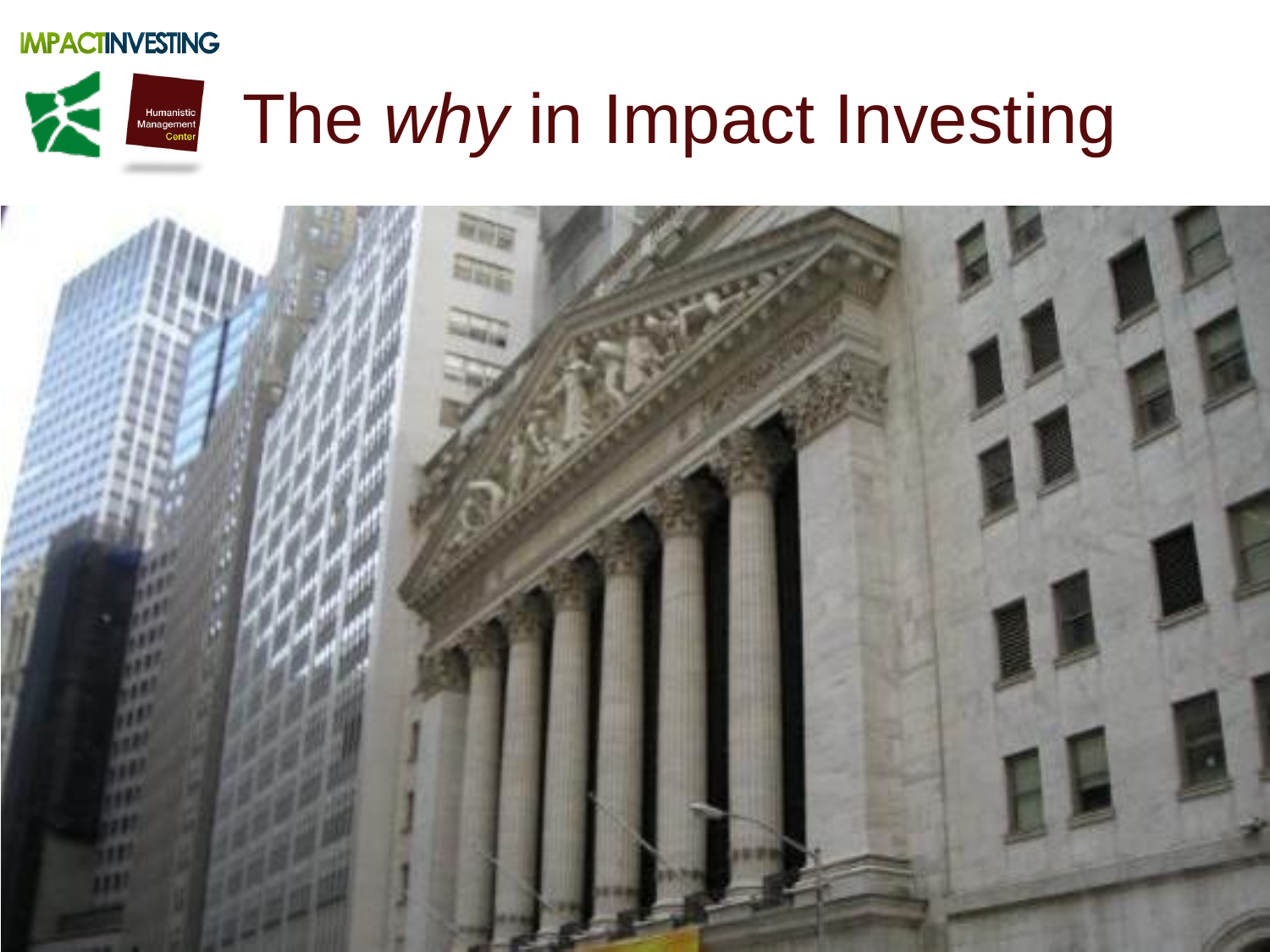# The *why* in Impact Investing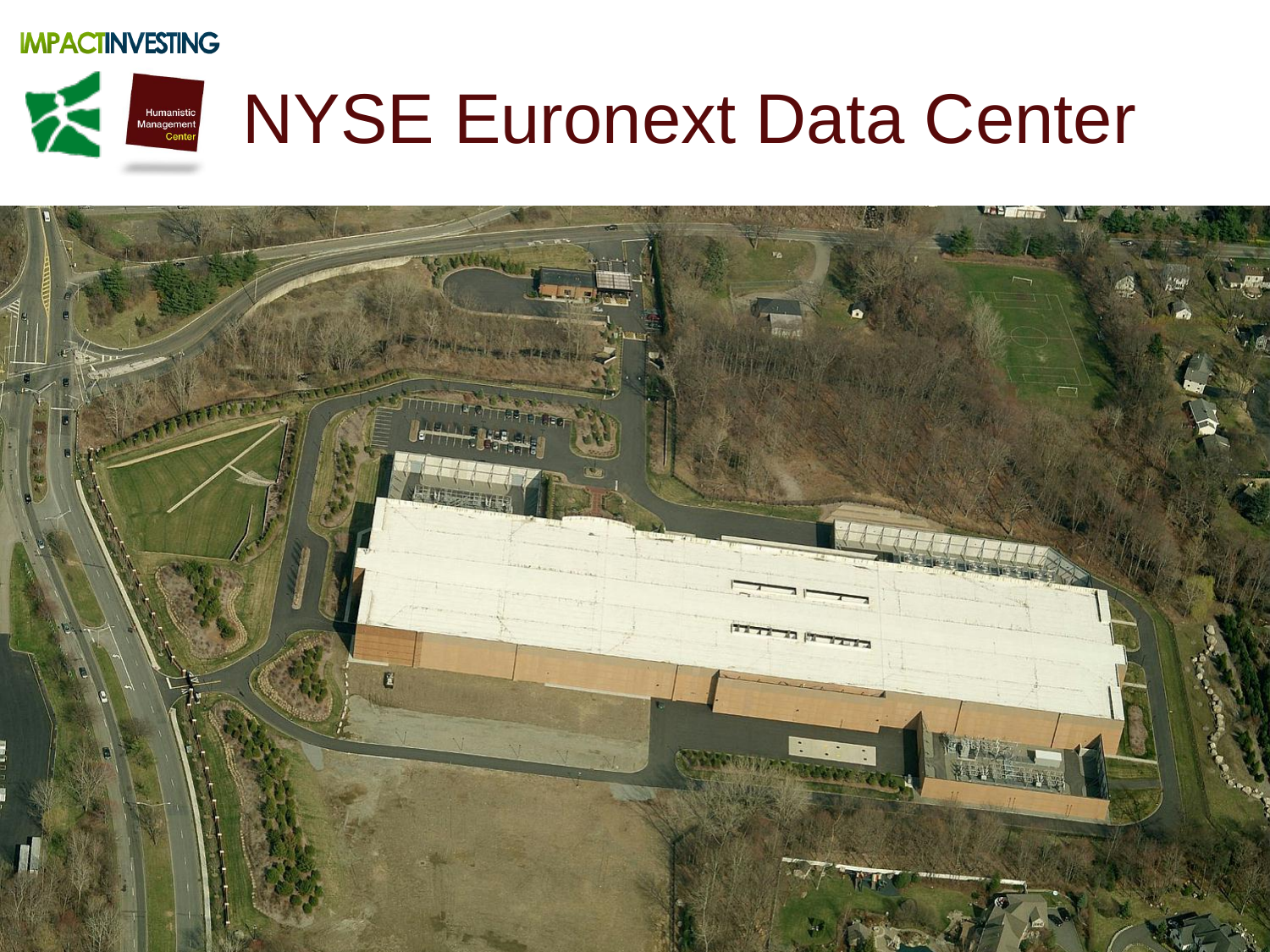# NYSE Euronext Data Center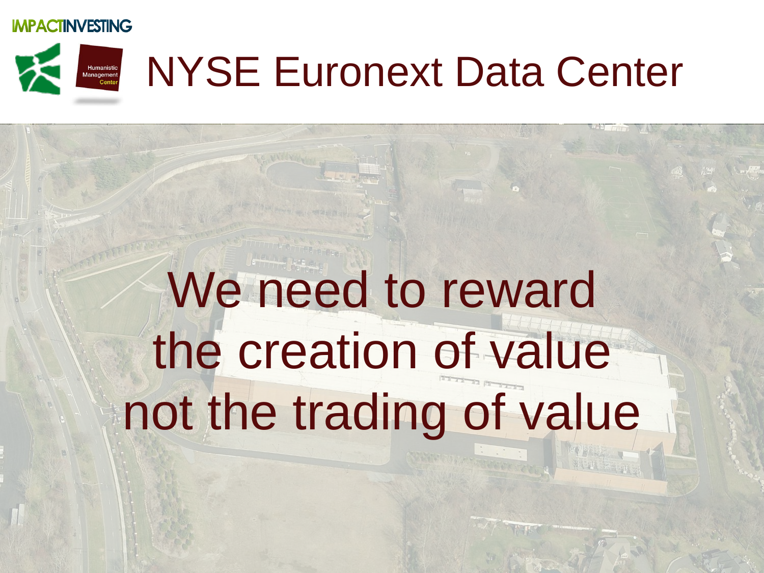# NYSE Euronext Data Center

We need to reward the creation of value not the trading of value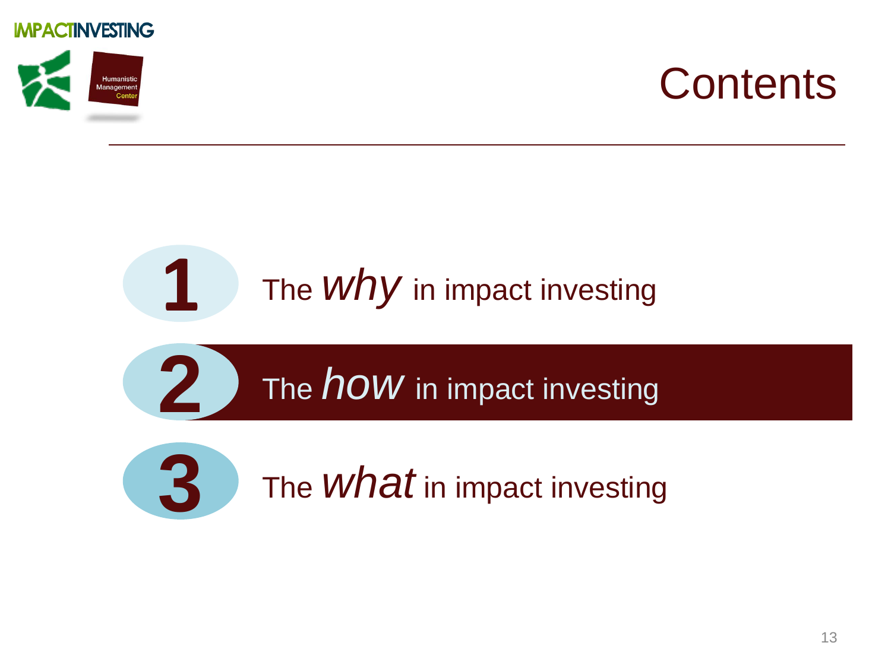# Contents

1. The *why* in impact investing
2. **The *how* in impact investing**
3. The *what* in impact investing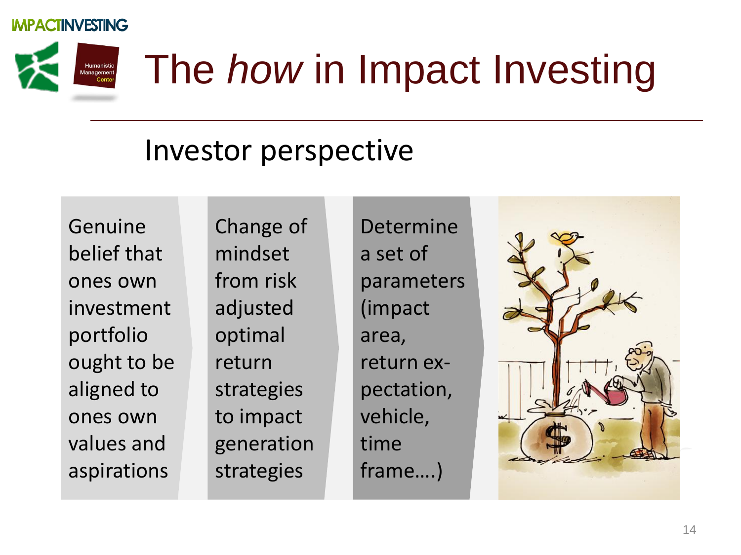# The *how* in Impact Investing

## Investor perspective

- Genuine belief that ones own investment portfolio ought to be aligned to ones own values and aspirations
- Change of mindset from risk adjusted optimal return strategies to impact generation strategies
- Determine a set of parameters (impact area, return ex-pectation, vehicle, time frame….)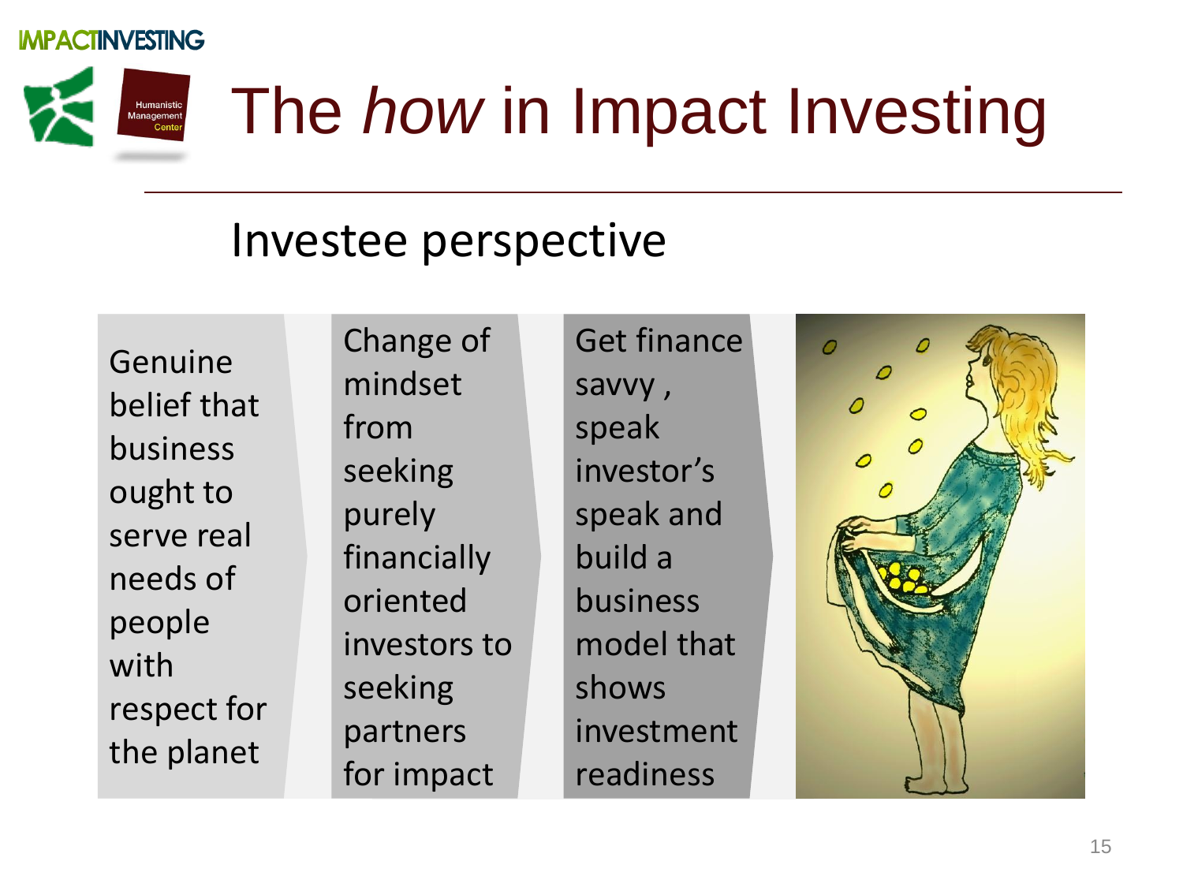# The *how* in Impact Investing

## Investee perspective

- Genuine belief that business ought to serve real needs of people with respect for the planet
- Change of mindset from seeking purely financially oriented investors to seeking partners for impact
- Get finance savvy , speak investor's speak and build a business model that shows investment readiness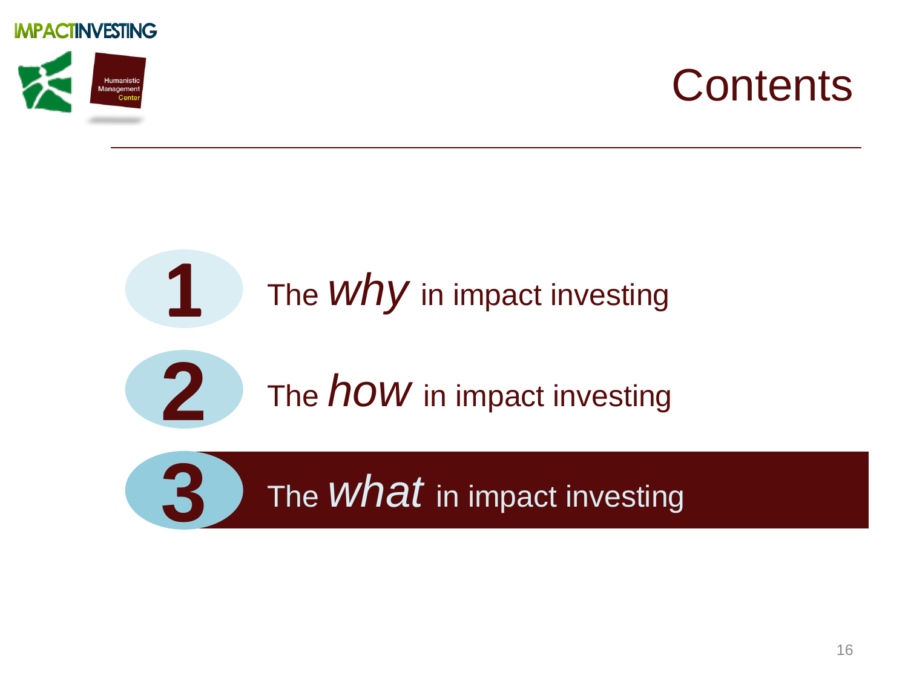# Contents

1. The *why* in impact investing
2. The *how* in impact investing
3. The *what* in impact investing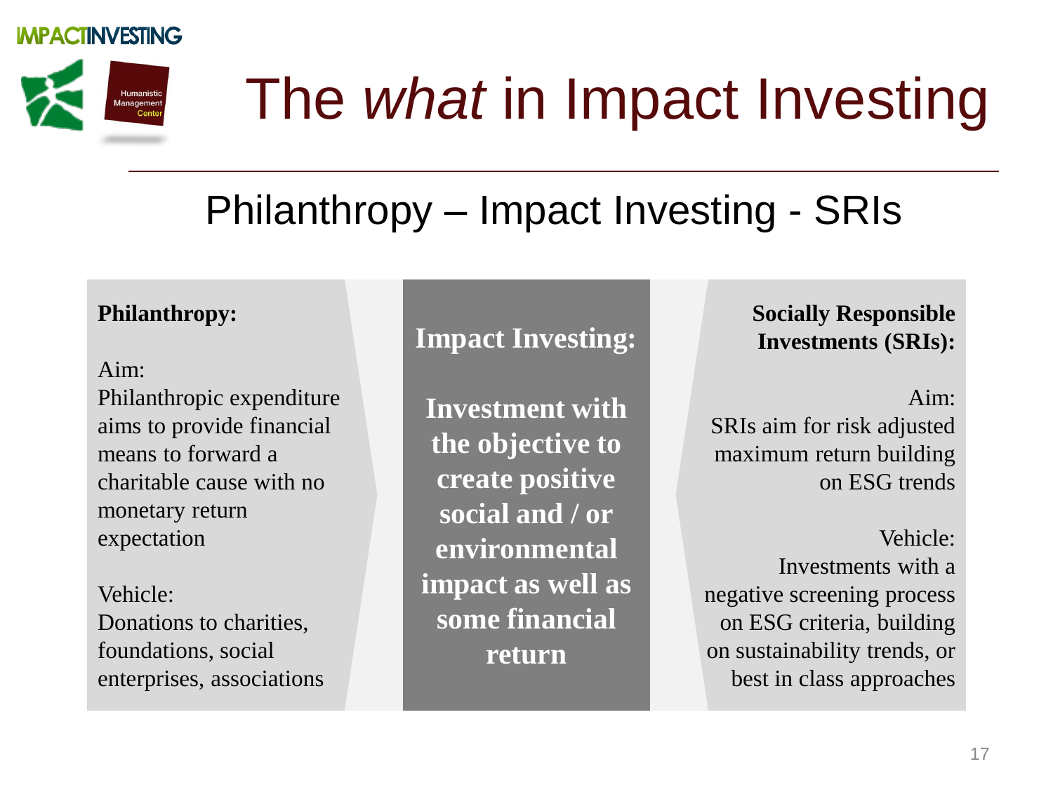# The *what* in Impact Investing

## Philanthropy – Impact Investing - SRIs

**Philanthropy:**

Aim:
Philanthropic expenditure aims to provide financial means to forward a charitable cause with no monetary return expectation

Vehicle:
Donations to charities, foundations, social enterprises, associations

**Impact Investing:**

**Investment with the objective to create positive social and / or environmental impact as well as some financial return**

**Socially Responsible Investments (SRIs):**

Aim:
SRIs aim for risk adjusted maximum return building on ESG trends

Vehicle:
Investments with a negative screening process on ESG criteria, building on sustainability trends, or best in class approaches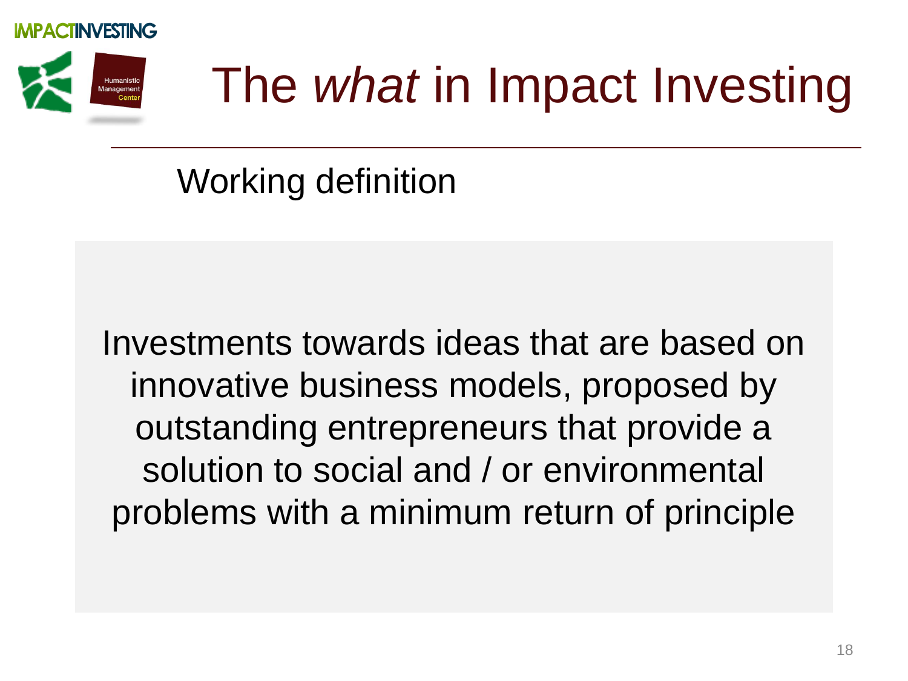# The *what* in Impact Investing

## Working definition

Investments towards ideas that are based on innovative business models, proposed by outstanding entrepreneurs that provide a solution to social and / or environmental problems with a minimum return of principle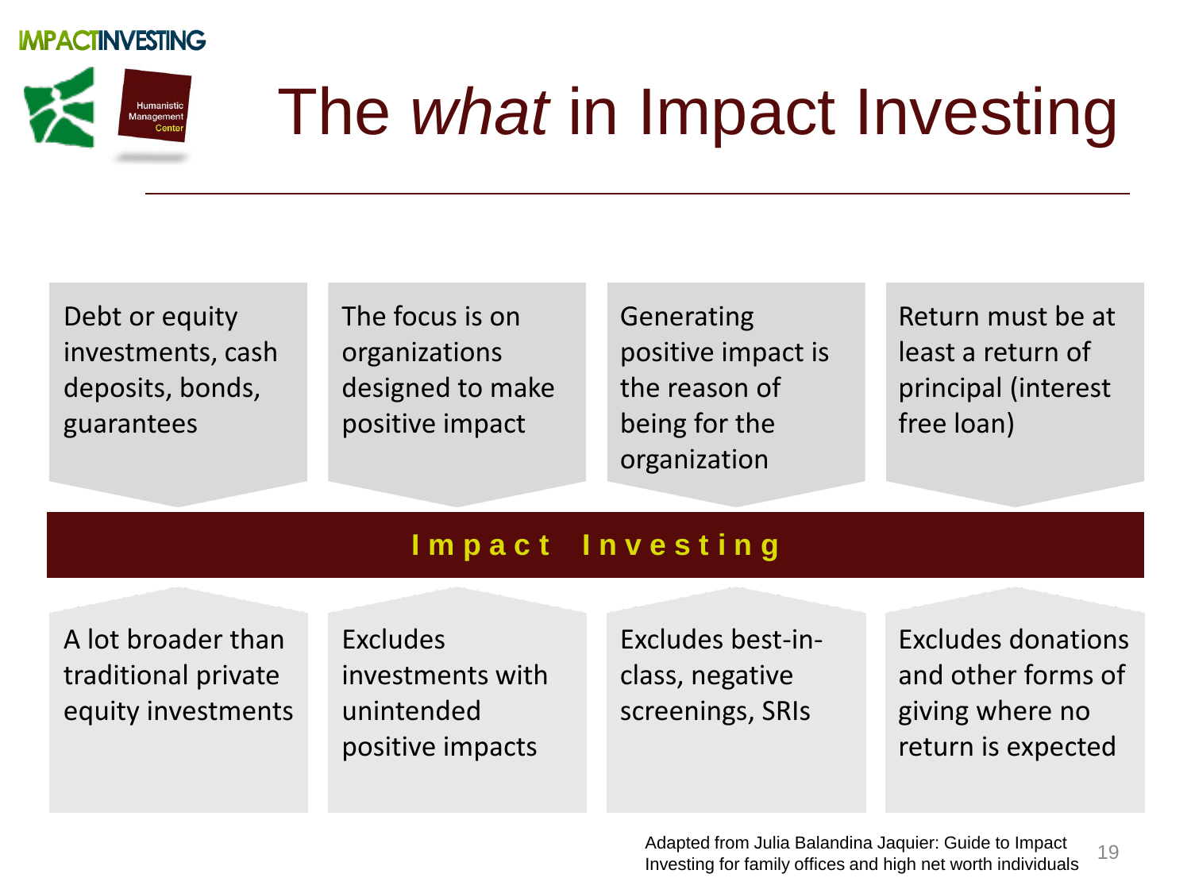# The *what* in Impact Investing

- Debt or equity investments, cash deposits, bonds, guarantees
- The focus is on organizations designed to make positive impact
- Generating positive impact is the reason of being for the organization
- Return must be at least a return of principal (interest free loan)

**Impact Investing**

- A lot broader than traditional private equity investments
- Excludes investments with unintended positive impacts
- Excludes best-in-class, negative screenings, SRIs
- Excludes donations and other forms of giving where no return is expected

Adapted from Julia Balandina Jaquier: Guide to Impact Investing for family offices and high net worth individuals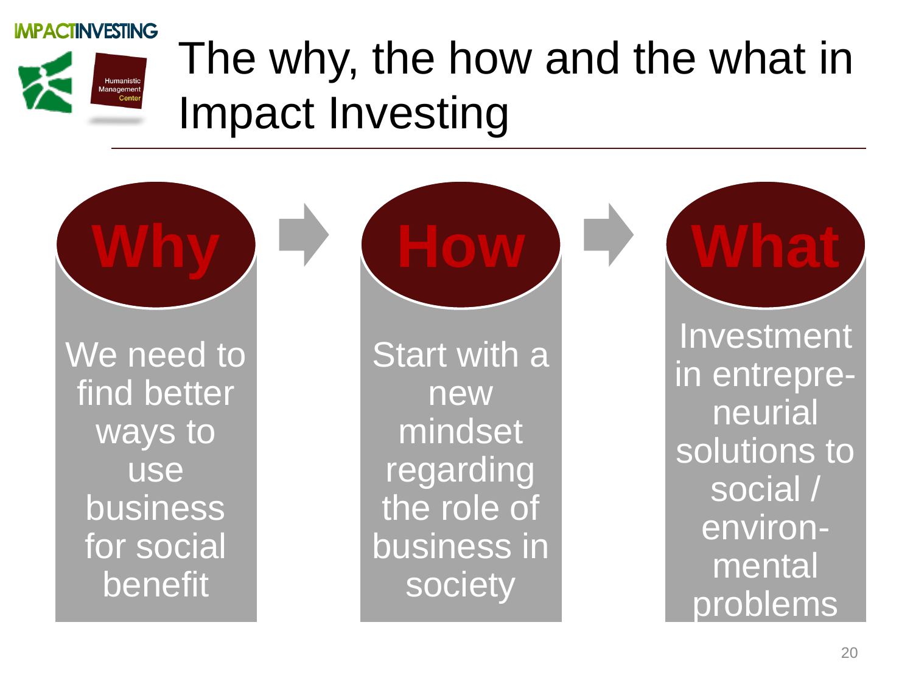# The why, the how and the what in Impact Investing

## Why

We need to find better ways to use business for social benefit

## How

Start with a new mindset regarding the role of business in society

## What

Investment in entrepreneurial solutions to social / environmental problems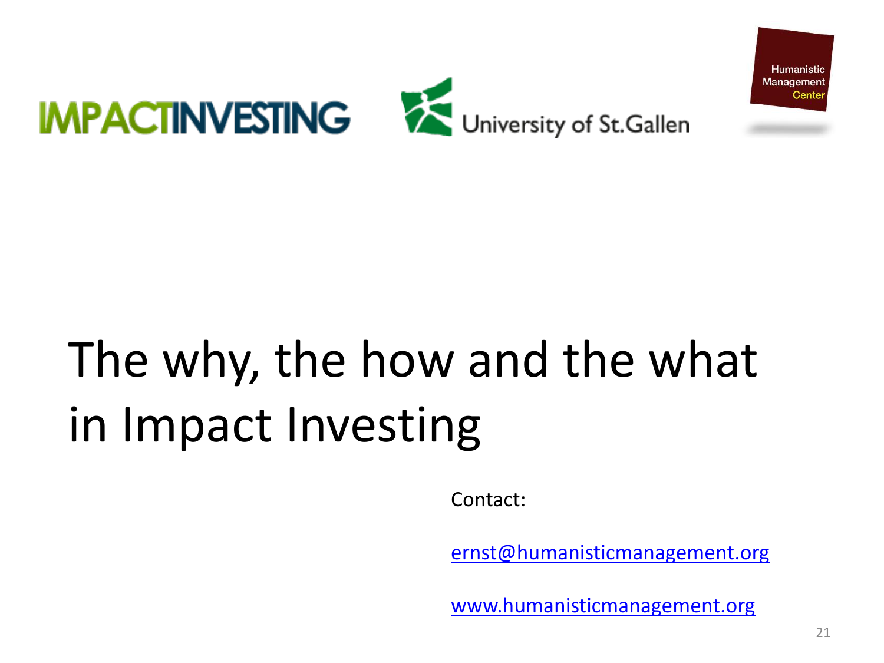IMPACTINVESTING

University of St.Gallen

Humanistic Management Center

# The why, the how and the what in Impact Investing

Contact:

[ernst@humanisticmanagement.org](mailto:ernst@humanisticmanagement.org)

[www.humanisticmanagement.org](http://www.humanisticmanagement.org)